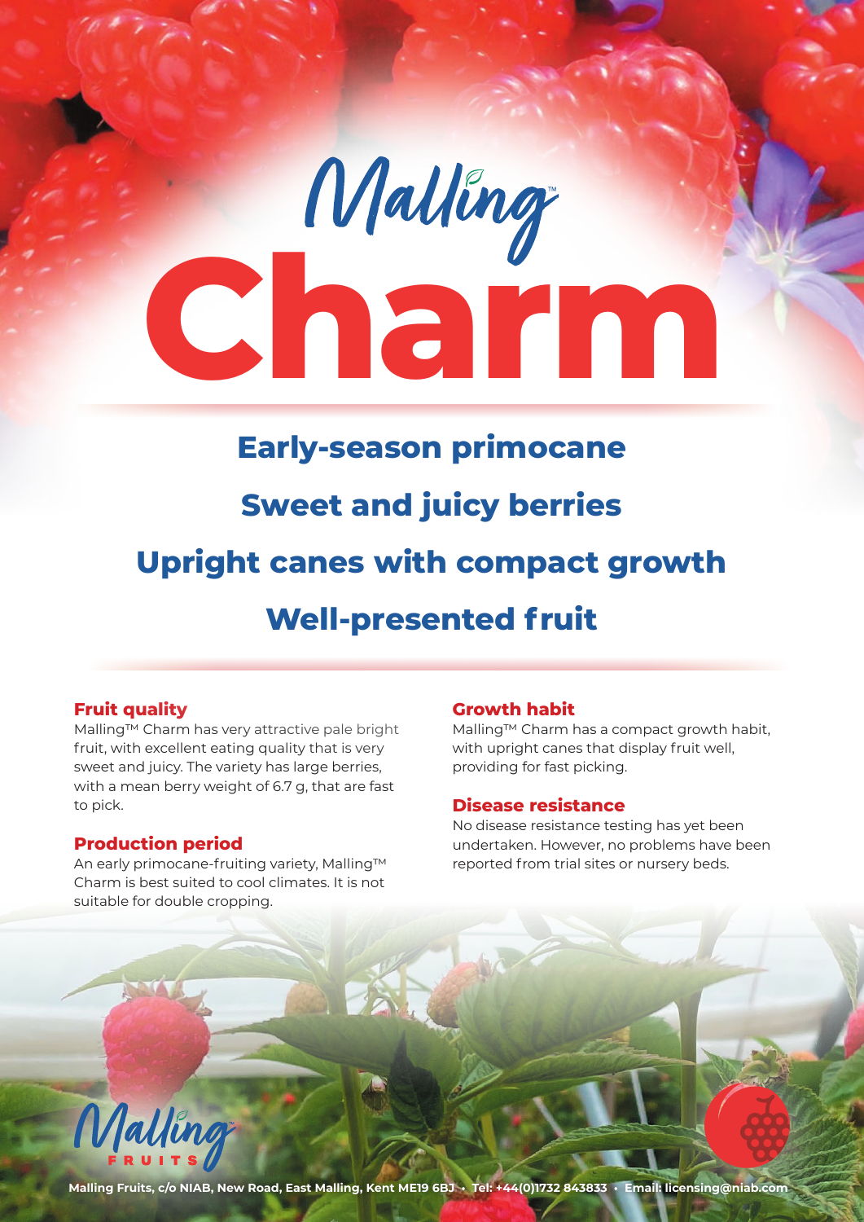# Malling™ Charm

## Early-season primocane

## Sweet and juicy berries

## Upright canes with compact growth

## Well-presented fruit

### Fruit quality

Malling™ Charm has very attractive pale bright fruit, with excellent eating quality that is very sweet and juicy. The variety has large berries, with a mean berry weight of 6.7 g, that are fast to pick.

### Production period

An early primocane-fruiting variety, Malling™ Charm is best suited to cool climates. It is not suitable for double cropping.

### Growth habit

Malling™ Charm has a compact growth habit, with upright canes that display fruit well, providing for fast picking.

### Disease resistance

No disease resistance testing has yet been undertaken. However, no problems have been reported from trial sites or nursery beds.

Malling™ FRUITS

Malling Fruits, c/o NIAB, New Road, East Malling, Kent ME19 6BJ • Tel: +44(0)1732 843833 • Email: licensing@niab.com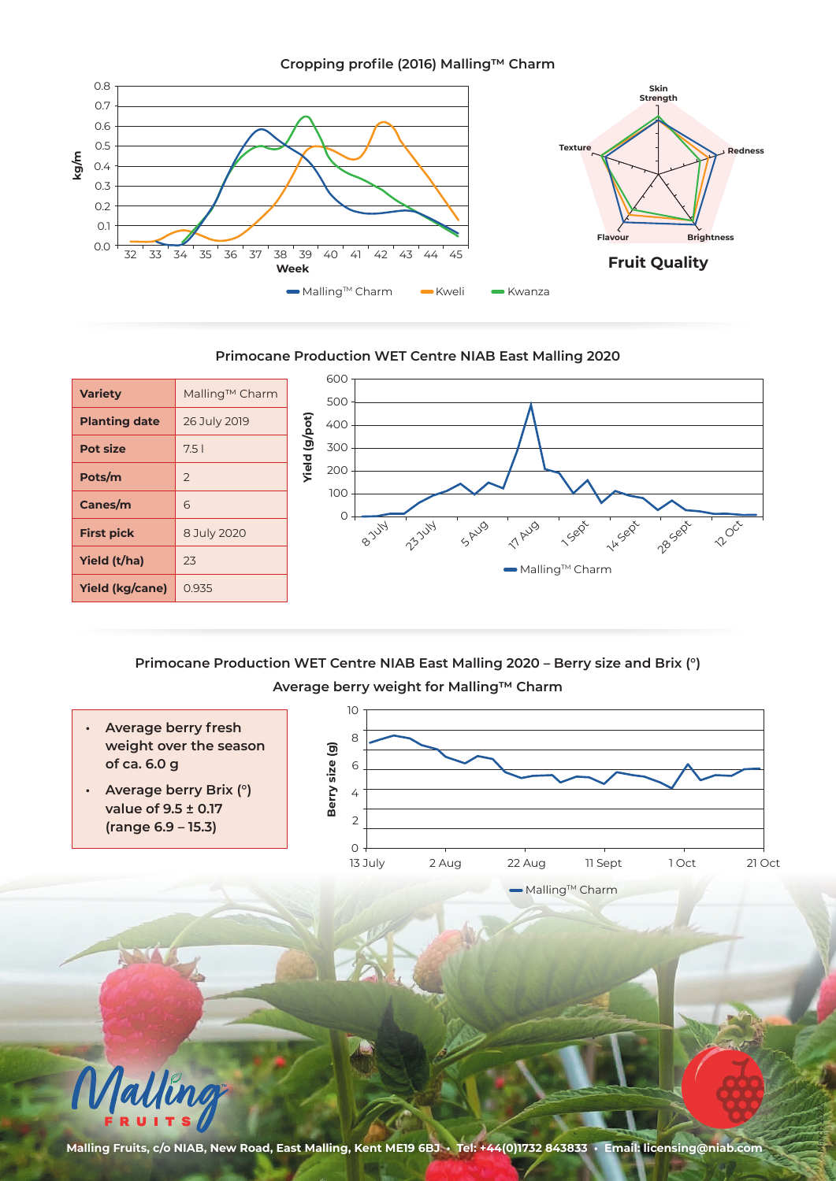## Cropping profile (2016) Malling™ Charm

kg/m

0.8
0.7
0.6
0.5
0.4
0.3
0.2
0.1
0.0

32 33 34 35 36 37 38 39 40 41 42 43 44 45

Week

Malling™ Charm — Kweli — Kwanza

Skin Strength
Redness
Brightness
Flavour
Texture

**Fruit Quality**

## Primocane Production WET Centre NIAB East Malling 2020

| | |
|---|---|
| **Variety** | Malling™ Charm |
| **Planting date** | 26 July 2019 |
| **Pot size** | 7.5 l |
| **Pots/m** | 2 |
| **Canes/m** | 6 |
| **First pick** | 8 July 2020 |
| **Yield (t/ha)** | 23 |
| **Yield (kg/cane)** | 0.935 |

Yield (g/pot)

600
500
400
300
200
100
0

8 July, 23 July, 5 Aug, 17 Aug, 1 Sept, 14 Sept, 28 Sept, 12 Oct

Malling™ Charm

## Primocane Production WET Centre NIAB East Malling 2020 – Berry size and Brix (°)

### Average berry weight for Malling™ Charm

- Average berry fresh weight over the season of ca. 6.0 g
- Average berry Brix (°) value of 9.5 ± 0.17 (range 6.9 – 15.3)

Berry size (g)

10
8
6
4
2
0

13 July, 2 Aug, 22 Aug, 11 Sept, 1 Oct, 21 Oct

Malling™ Charm

Malling Fruits, c/o NIAB, New Road, East Malling, Kent ME19 6BJ • Tel: +44(0)1732 843833 • Email: licensing@niab.com